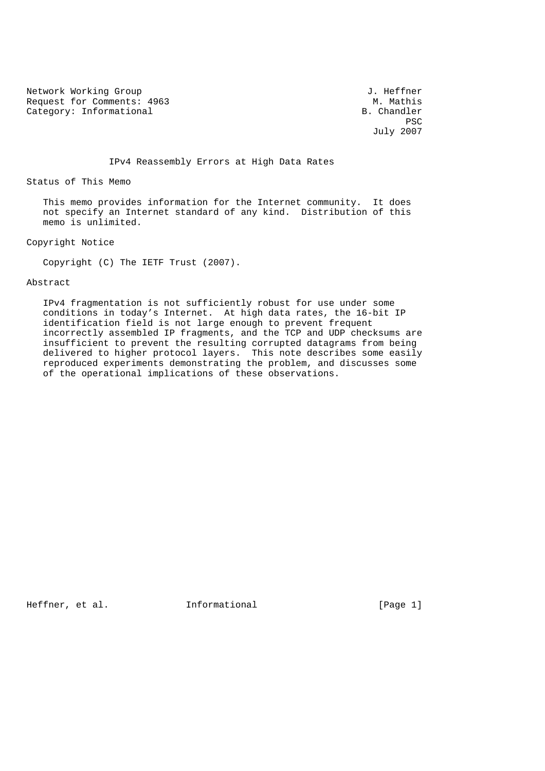Network Working Group J. Heffner
Request for Comments: 4963 M. Mathis
Category: Informational B. Chandler
PSC
July 2007

# IPv4 Reassembly Errors at High Data Rates

## Status of This Memo

This memo provides information for the Internet community. It does not specify an Internet standard of any kind. Distribution of this memo is unlimited.

## Copyright Notice

Copyright (C) The IETF Trust (2007).

## Abstract

IPv4 fragmentation is not sufficiently robust for use under some conditions in today's Internet. At high data rates, the 16-bit IP identification field is not large enough to prevent frequent incorrectly assembled IP fragments, and the TCP and UDP checksums are insufficient to prevent the resulting corrupted datagrams from being delivered to higher protocol layers. This note describes some easily reproduced experiments demonstrating the problem, and discusses some of the operational implications of these observations.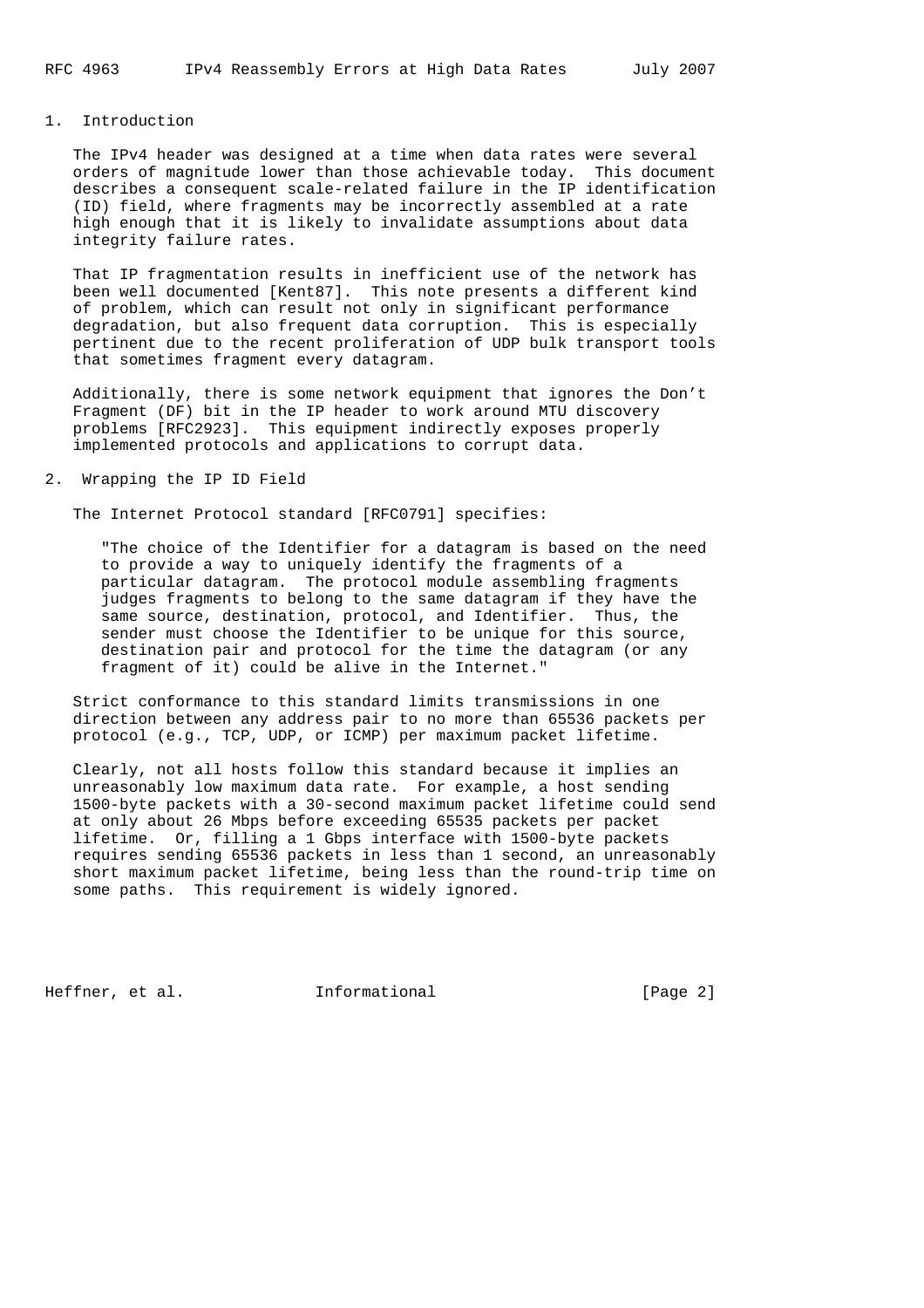## 1. Introduction

The IPv4 header was designed at a time when data rates were several orders of magnitude lower than those achievable today. This document describes a consequent scale-related failure in the IP identification (ID) field, where fragments may be incorrectly assembled at a rate high enough that it is likely to invalidate assumptions about data integrity failure rates.

That IP fragmentation results in inefficient use of the network has been well documented [Kent87]. This note presents a different kind of problem, which can result not only in significant performance degradation, but also frequent data corruption. This is especially pertinent due to the recent proliferation of UDP bulk transport tools that sometimes fragment every datagram.

Additionally, there is some network equipment that ignores the Don't Fragment (DF) bit in the IP header to work around MTU discovery problems [RFC2923]. This equipment indirectly exposes properly implemented protocols and applications to corrupt data.

## 2. Wrapping the IP ID Field

The Internet Protocol standard [RFC0791] specifies:

> "The choice of the Identifier for a datagram is based on the need to provide a way to uniquely identify the fragments of a particular datagram. The protocol module assembling fragments judges fragments to belong to the same datagram if they have the same source, destination, protocol, and Identifier. Thus, the sender must choose the Identifier to be unique for this source, destination pair and protocol for the time the datagram (or any fragment of it) could be alive in the Internet."

Strict conformance to this standard limits transmissions in one direction between any address pair to no more than 65536 packets per protocol (e.g., TCP, UDP, or ICMP) per maximum packet lifetime.

Clearly, not all hosts follow this standard because it implies an unreasonably low maximum data rate. For example, a host sending 1500-byte packets with a 30-second maximum packet lifetime could send at only about 26 Mbps before exceeding 65535 packets per packet lifetime. Or, filling a 1 Gbps interface with 1500-byte packets requires sending 65536 packets in less than 1 second, an unreasonably short maximum packet lifetime, being less than the round-trip time on some paths. This requirement is widely ignored.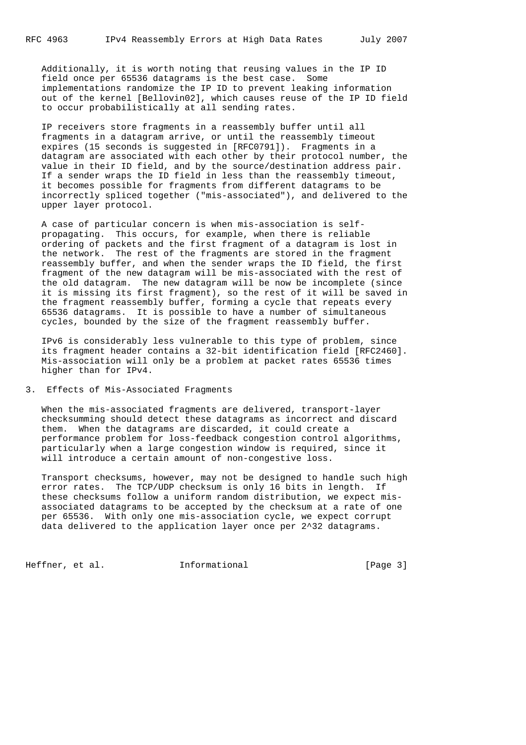Additionally, it is worth noting that reusing values in the IP ID field once per 65536 datagrams is the best case. Some implementations randomize the IP ID to prevent leaking information out of the kernel [Bellovin02], which causes reuse of the IP ID field to occur probabilistically at all sending rates.

IP receivers store fragments in a reassembly buffer until all fragments in a datagram arrive, or until the reassembly timeout expires (15 seconds is suggested in [RFC0791]). Fragments in a datagram are associated with each other by their protocol number, the value in their ID field, and by the source/destination address pair. If a sender wraps the ID field in less than the reassembly timeout, it becomes possible for fragments from different datagrams to be incorrectly spliced together ("mis-associated"), and delivered to the upper layer protocol.

A case of particular concern is when mis-association is self-propagating. This occurs, for example, when there is reliable ordering of packets and the first fragment of a datagram is lost in the network. The rest of the fragments are stored in the fragment reassembly buffer, and when the sender wraps the ID field, the first fragment of the new datagram will be mis-associated with the rest of the old datagram. The new datagram will be now be incomplete (since it is missing its first fragment), so the rest of it will be saved in the fragment reassembly buffer, forming a cycle that repeats every 65536 datagrams. It is possible to have a number of simultaneous cycles, bounded by the size of the fragment reassembly buffer.

IPv6 is considerably less vulnerable to this type of problem, since its fragment header contains a 32-bit identification field [RFC2460]. Mis-association will only be a problem at packet rates 65536 times higher than for IPv4.

## 3. Effects of Mis-Associated Fragments

When the mis-associated fragments are delivered, transport-layer checksumming should detect these datagrams as incorrect and discard them. When the datagrams are discarded, it could create a performance problem for loss-feedback congestion control algorithms, particularly when a large congestion window is required, since it will introduce a certain amount of non-congestive loss.

Transport checksums, however, may not be designed to handle such high error rates. The TCP/UDP checksum is only 16 bits in length. If these checksums follow a uniform random distribution, we expect mis-associated datagrams to be accepted by the checksum at a rate of one per 65536. With only one mis-association cycle, we expect corrupt data delivered to the application layer once per $2^{32}$ datagrams.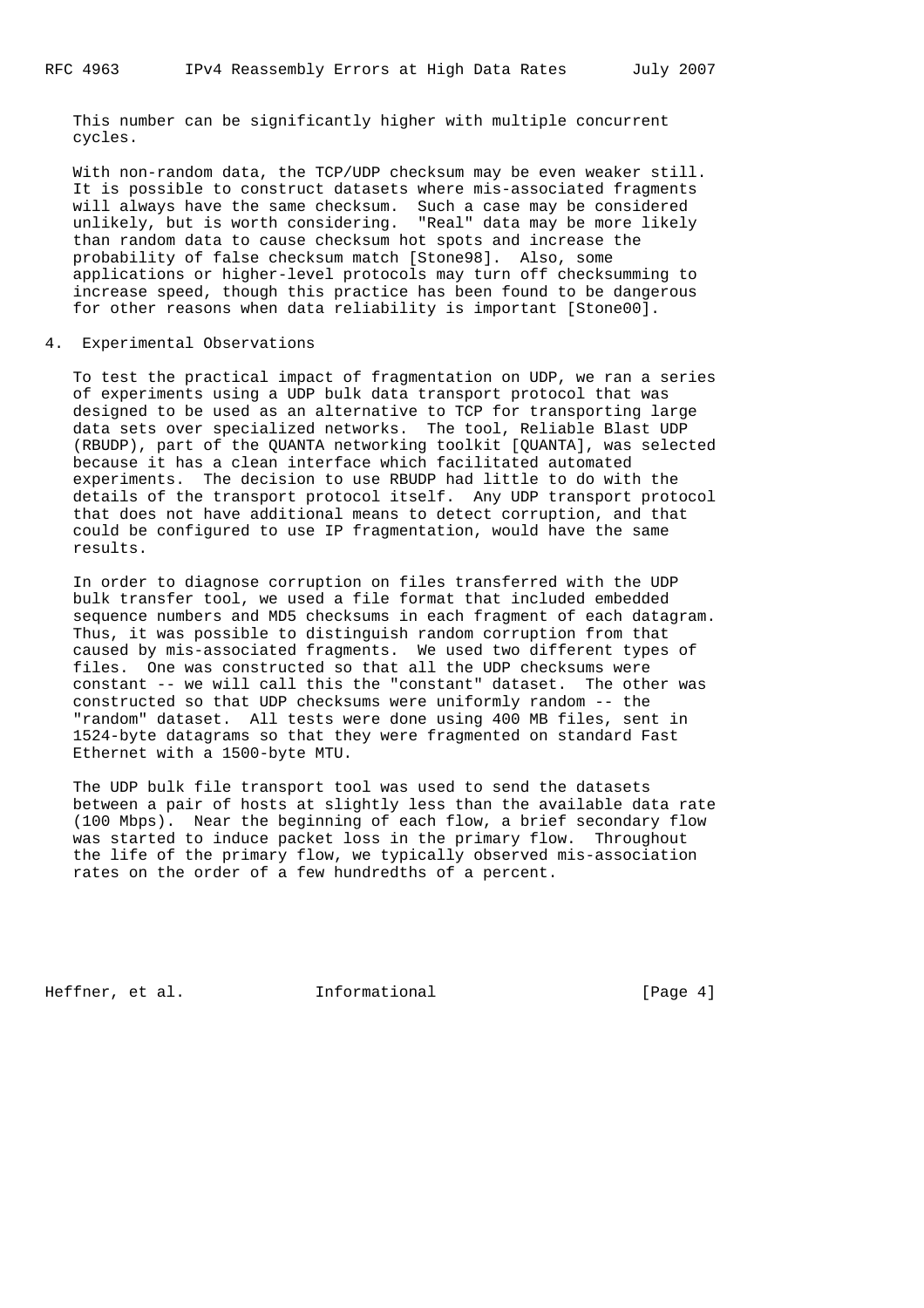This number can be significantly higher with multiple concurrent cycles.

With non-random data, the TCP/UDP checksum may be even weaker still. It is possible to construct datasets where mis-associated fragments will always have the same checksum. Such a case may be considered unlikely, but is worth considering. "Real" data may be more likely than random data to cause checksum hot spots and increase the probability of false checksum match [Stone98]. Also, some applications or higher-level protocols may turn off checksumming to increase speed, though this practice has been found to be dangerous for other reasons when data reliability is important [Stone00].

## 4. Experimental Observations

To test the practical impact of fragmentation on UDP, we ran a series of experiments using a UDP bulk data transport protocol that was designed to be used as an alternative to TCP for transporting large data sets over specialized networks. The tool, Reliable Blast UDP (RBUDP), part of the QUANTA networking toolkit [QUANTA], was selected because it has a clean interface which facilitated automated experiments. The decision to use RBUDP had little to do with the details of the transport protocol itself. Any UDP transport protocol that does not have additional means to detect corruption, and that could be configured to use IP fragmentation, would have the same results.

In order to diagnose corruption on files transferred with the UDP bulk transfer tool, we used a file format that included embedded sequence numbers and MD5 checksums in each fragment of each datagram. Thus, it was possible to distinguish random corruption from that caused by mis-associated fragments. We used two different types of files. One was constructed so that all the UDP checksums were constant -- we will call this the "constant" dataset. The other was constructed so that UDP checksums were uniformly random -- the "random" dataset. All tests were done using 400 MB files, sent in 1524-byte datagrams so that they were fragmented on standard Fast Ethernet with a 1500-byte MTU.

The UDP bulk file transport tool was used to send the datasets between a pair of hosts at slightly less than the available data rate (100 Mbps). Near the beginning of each flow, a brief secondary flow was started to induce packet loss in the primary flow. Throughout the life of the primary flow, we typically observed mis-association rates on the order of a few hundredths of a percent.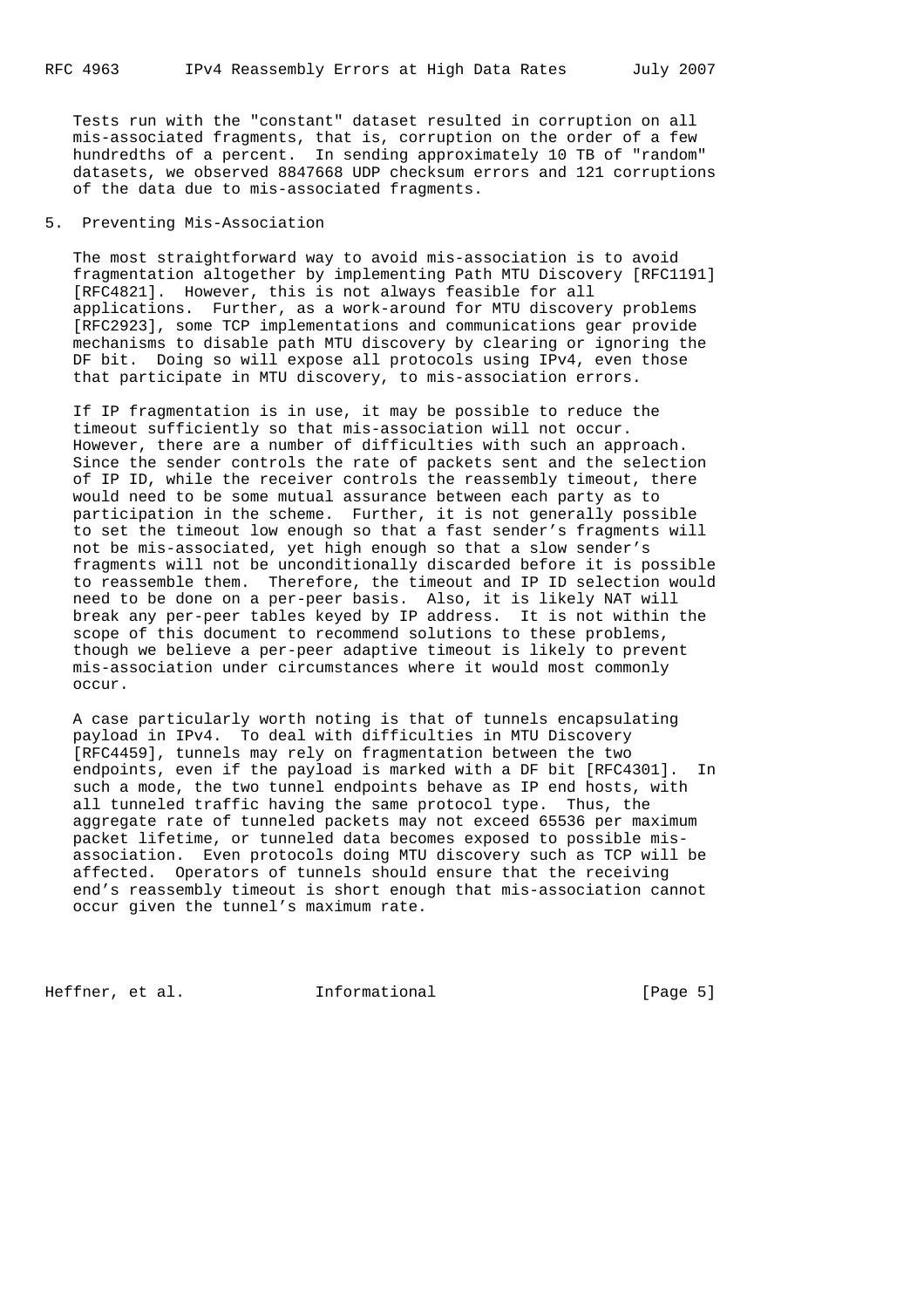Tests run with the "constant" dataset resulted in corruption on all mis-associated fragments, that is, corruption on the order of a few hundredths of a percent. In sending approximately 10 TB of "random" datasets, we observed 8847668 UDP checksum errors and 121 corruptions of the data due to mis-associated fragments.

## 5. Preventing Mis-Association

The most straightforward way to avoid mis-association is to avoid fragmentation altogether by implementing Path MTU Discovery [RFC1191] [RFC4821]. However, this is not always feasible for all applications. Further, as a work-around for MTU discovery problems [RFC2923], some TCP implementations and communications gear provide mechanisms to disable path MTU discovery by clearing or ignoring the DF bit. Doing so will expose all protocols using IPv4, even those that participate in MTU discovery, to mis-association errors.

If IP fragmentation is in use, it may be possible to reduce the timeout sufficiently so that mis-association will not occur. However, there are a number of difficulties with such an approach. Since the sender controls the rate of packets sent and the selection of IP ID, while the receiver controls the reassembly timeout, there would need to be some mutual assurance between each party as to participation in the scheme. Further, it is not generally possible to set the timeout low enough so that a fast sender's fragments will not be mis-associated, yet high enough so that a slow sender's fragments will not be unconditionally discarded before it is possible to reassemble them. Therefore, the timeout and IP ID selection would need to be done on a per-peer basis. Also, it is likely NAT will break any per-peer tables keyed by IP address. It is not within the scope of this document to recommend solutions to these problems, though we believe a per-peer adaptive timeout is likely to prevent mis-association under circumstances where it would most commonly occur.

A case particularly worth noting is that of tunnels encapsulating payload in IPv4. To deal with difficulties in MTU Discovery [RFC4459], tunnels may rely on fragmentation between the two endpoints, even if the payload is marked with a DF bit [RFC4301]. In such a mode, the two tunnel endpoints behave as IP end hosts, with all tunneled traffic having the same protocol type. Thus, the aggregate rate of tunneled packets may not exceed 65536 per maximum packet lifetime, or tunneled data becomes exposed to possible mis-association. Even protocols doing MTU discovery such as TCP will be affected. Operators of tunnels should ensure that the receiving end's reassembly timeout is short enough that mis-association cannot occur given the tunnel's maximum rate.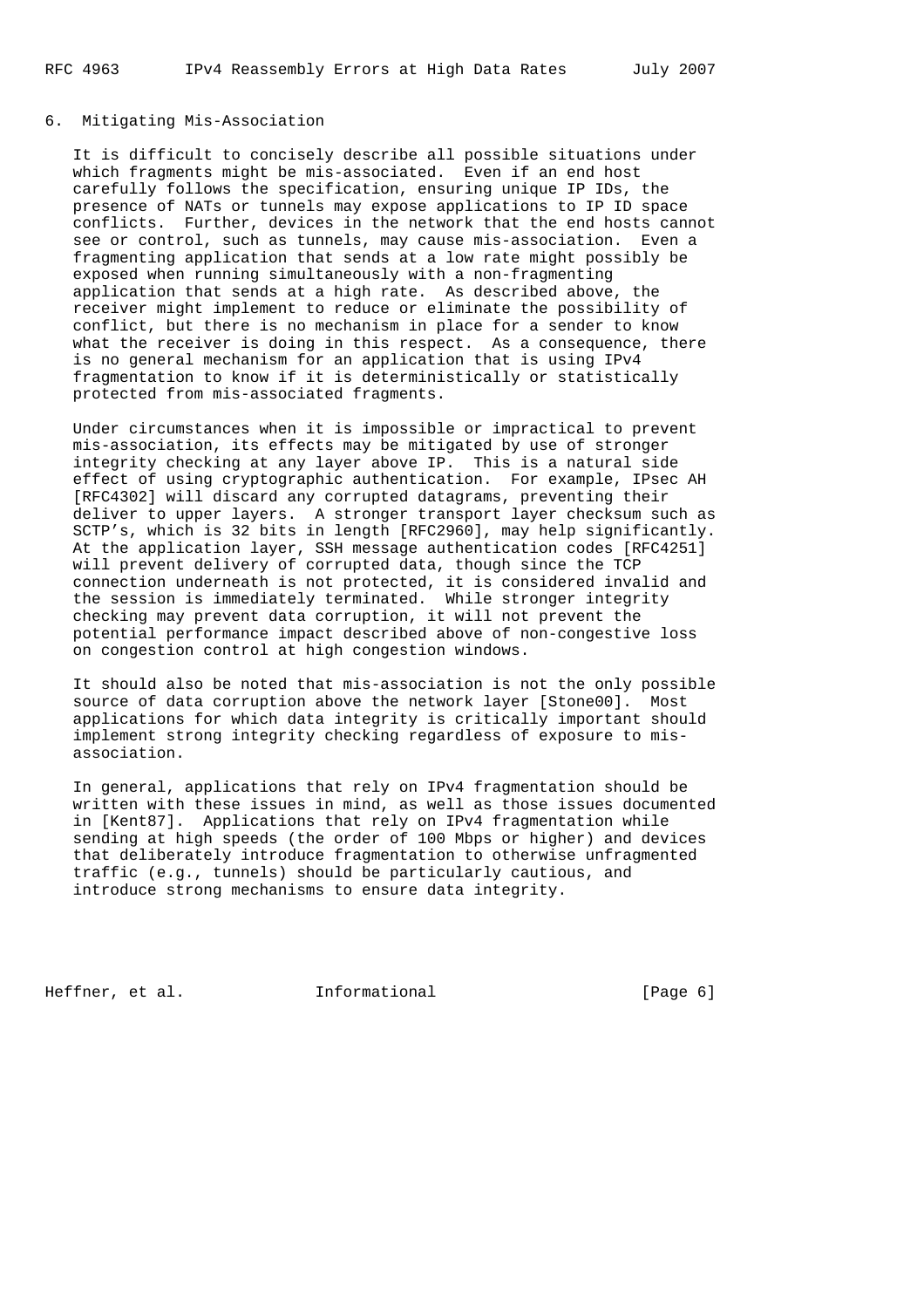## 6. Mitigating Mis-Association

It is difficult to concisely describe all possible situations under which fragments might be mis-associated. Even if an end host carefully follows the specification, ensuring unique IP IDs, the presence of NATs or tunnels may expose applications to IP ID space conflicts. Further, devices in the network that the end hosts cannot see or control, such as tunnels, may cause mis-association. Even a fragmenting application that sends at a low rate might possibly be exposed when running simultaneously with a non-fragmenting application that sends at a high rate. As described above, the receiver might implement to reduce or eliminate the possibility of conflict, but there is no mechanism in place for a sender to know what the receiver is doing in this respect. As a consequence, there is no general mechanism for an application that is using IPv4 fragmentation to know if it is deterministically or statistically protected from mis-associated fragments.

Under circumstances when it is impossible or impractical to prevent mis-association, its effects may be mitigated by use of stronger integrity checking at any layer above IP. This is a natural side effect of using cryptographic authentication. For example, IPsec AH [RFC4302] will discard any corrupted datagrams, preventing their deliver to upper layers. A stronger transport layer checksum such as SCTP's, which is 32 bits in length [RFC2960], may help significantly. At the application layer, SSH message authentication codes [RFC4251] will prevent delivery of corrupted data, though since the TCP connection underneath is not protected, it is considered invalid and the session is immediately terminated. While stronger integrity checking may prevent data corruption, it will not prevent the potential performance impact described above of non-congestive loss on congestion control at high congestion windows.

It should also be noted that mis-association is not the only possible source of data corruption above the network layer [Stone00]. Most applications for which data integrity is critically important should implement strong integrity checking regardless of exposure to mis-association.

In general, applications that rely on IPv4 fragmentation should be written with these issues in mind, as well as those issues documented in [Kent87]. Applications that rely on IPv4 fragmentation while sending at high speeds (the order of 100 Mbps or higher) and devices that deliberately introduce fragmentation to otherwise unfragmented traffic (e.g., tunnels) should be particularly cautious, and introduce strong mechanisms to ensure data integrity.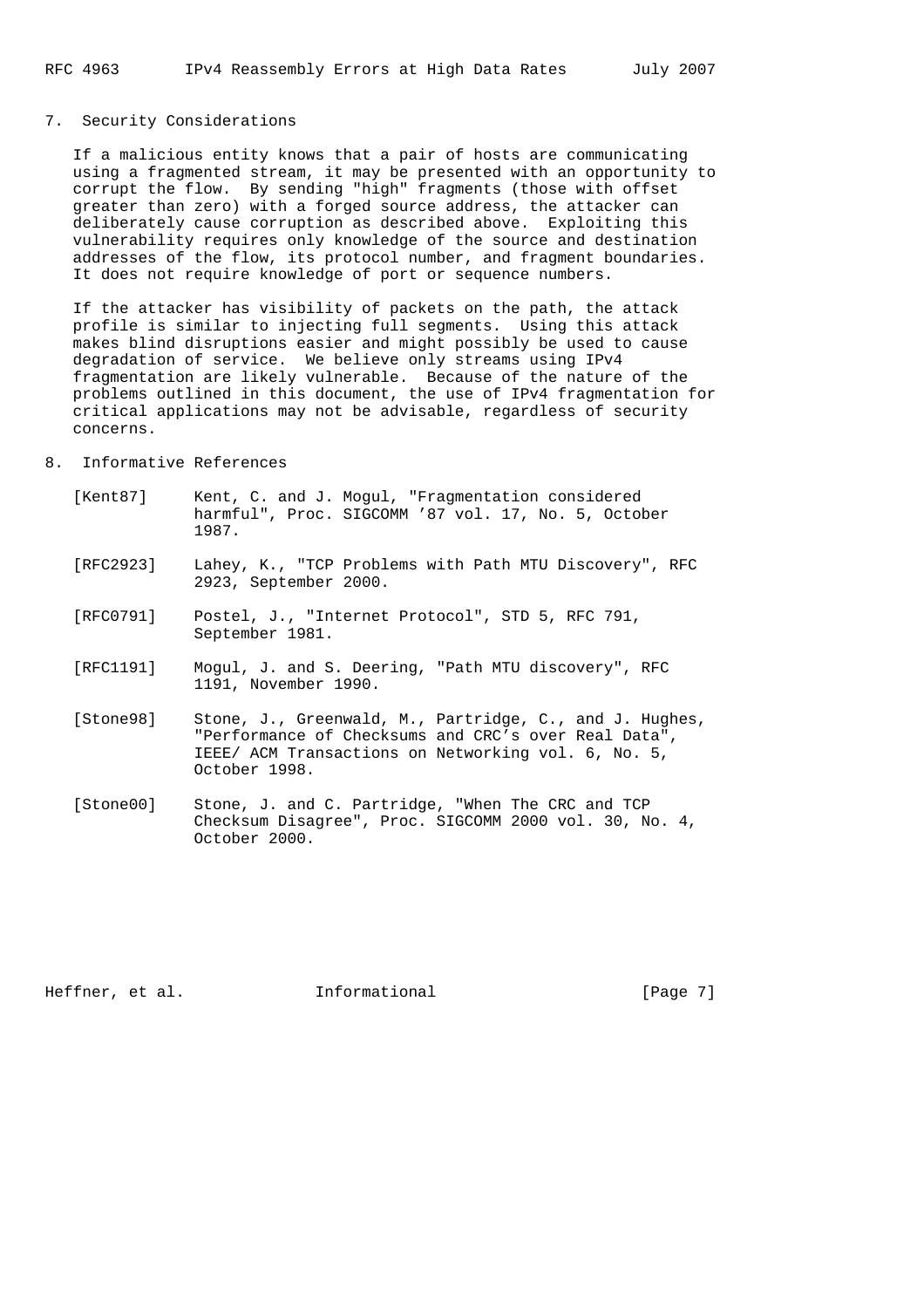## 7. Security Considerations

If a malicious entity knows that a pair of hosts are communicating using a fragmented stream, it may be presented with an opportunity to corrupt the flow. By sending "high" fragments (those with offset greater than zero) with a forged source address, the attacker can deliberately cause corruption as described above. Exploiting this vulnerability requires only knowledge of the source and destination addresses of the flow, its protocol number, and fragment boundaries. It does not require knowledge of port or sequence numbers.

If the attacker has visibility of packets on the path, the attack profile is similar to injecting full segments. Using this attack makes blind disruptions easier and might possibly be used to cause degradation of service. We believe only streams using IPv4 fragmentation are likely vulnerable. Because of the nature of the problems outlined in this document, the use of IPv4 fragmentation for critical applications may not be advisable, regardless of security concerns.

## 8. Informative References

[Kent87] Kent, C. and J. Mogul, "Fragmentation considered harmful", Proc. SIGCOMM '87 vol. 17, No. 5, October 1987.

[RFC2923] Lahey, K., "TCP Problems with Path MTU Discovery", RFC 2923, September 2000.

[RFC0791] Postel, J., "Internet Protocol", STD 5, RFC 791, September 1981.

[RFC1191] Mogul, J. and S. Deering, "Path MTU discovery", RFC 1191, November 1990.

[Stone98] Stone, J., Greenwald, M., Partridge, C., and J. Hughes, "Performance of Checksums and CRC's over Real Data", IEEE/ ACM Transactions on Networking vol. 6, No. 5, October 1998.

[Stone00] Stone, J. and C. Partridge, "When The CRC and TCP Checksum Disagree", Proc. SIGCOMM 2000 vol. 30, No. 4, October 2000.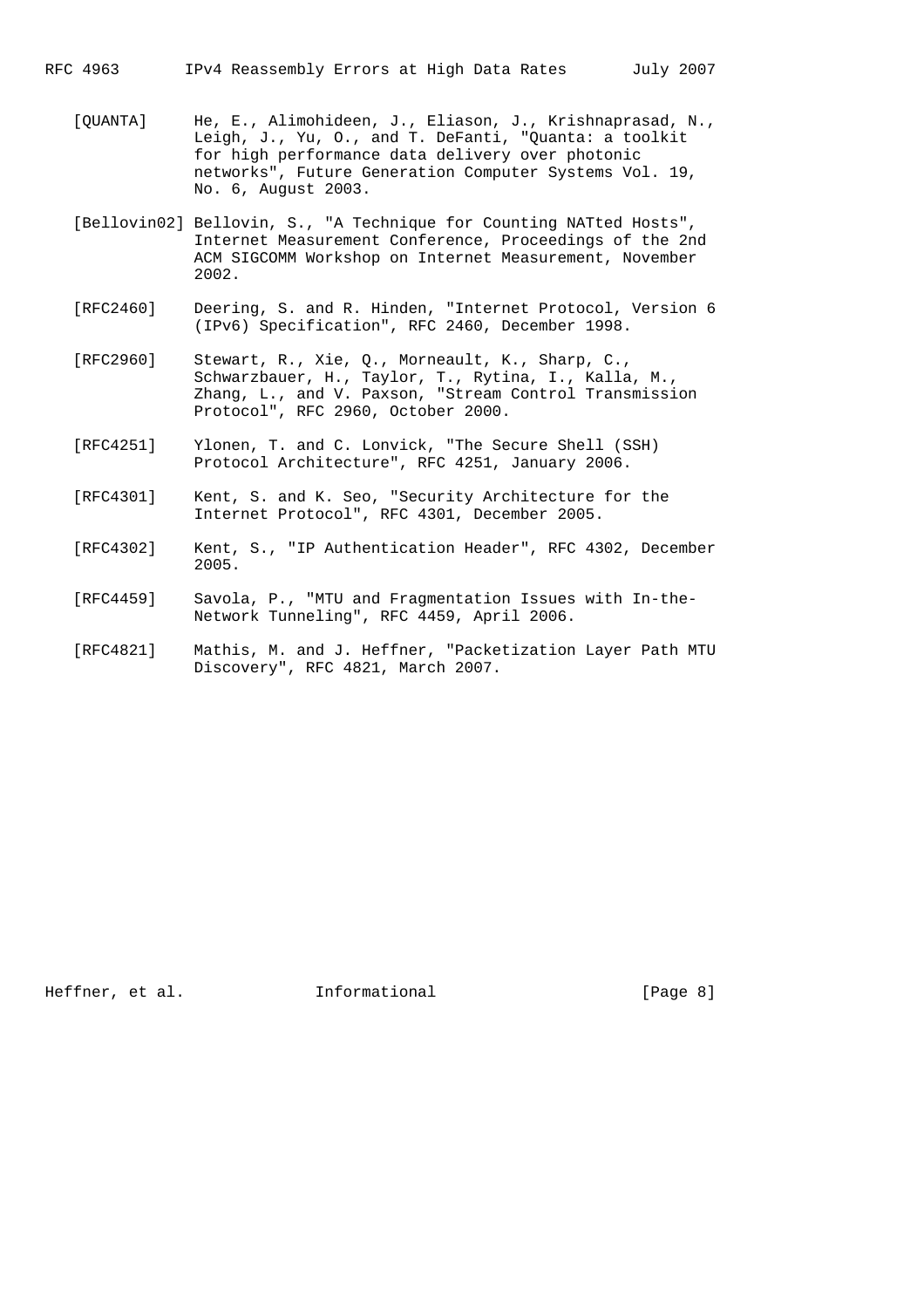[QUANTA] He, E., Alimohideen, J., Eliason, J., Krishnaprasad, N., Leigh, J., Yu, O., and T. DeFanti, "Quanta: a toolkit for high performance data delivery over photonic networks", Future Generation Computer Systems Vol. 19, No. 6, August 2003.

[Bellovin02] Bellovin, S., "A Technique for Counting NATted Hosts", Internet Measurement Conference, Proceedings of the 2nd ACM SIGCOMM Workshop on Internet Measurement, November 2002.

[RFC2460] Deering, S. and R. Hinden, "Internet Protocol, Version 6 (IPv6) Specification", RFC 2460, December 1998.

[RFC2960] Stewart, R., Xie, Q., Morneault, K., Sharp, C., Schwarzbauer, H., Taylor, T., Rytina, I., Kalla, M., Zhang, L., and V. Paxson, "Stream Control Transmission Protocol", RFC 2960, October 2000.

[RFC4251] Ylonen, T. and C. Lonvick, "The Secure Shell (SSH) Protocol Architecture", RFC 4251, January 2006.

[RFC4301] Kent, S. and K. Seo, "Security Architecture for the Internet Protocol", RFC 4301, December 2005.

[RFC4302] Kent, S., "IP Authentication Header", RFC 4302, December 2005.

[RFC4459] Savola, P., "MTU and Fragmentation Issues with In-the-Network Tunneling", RFC 4459, April 2006.

[RFC4821] Mathis, M. and J. Heffner, "Packetization Layer Path MTU Discovery", RFC 4821, March 2007.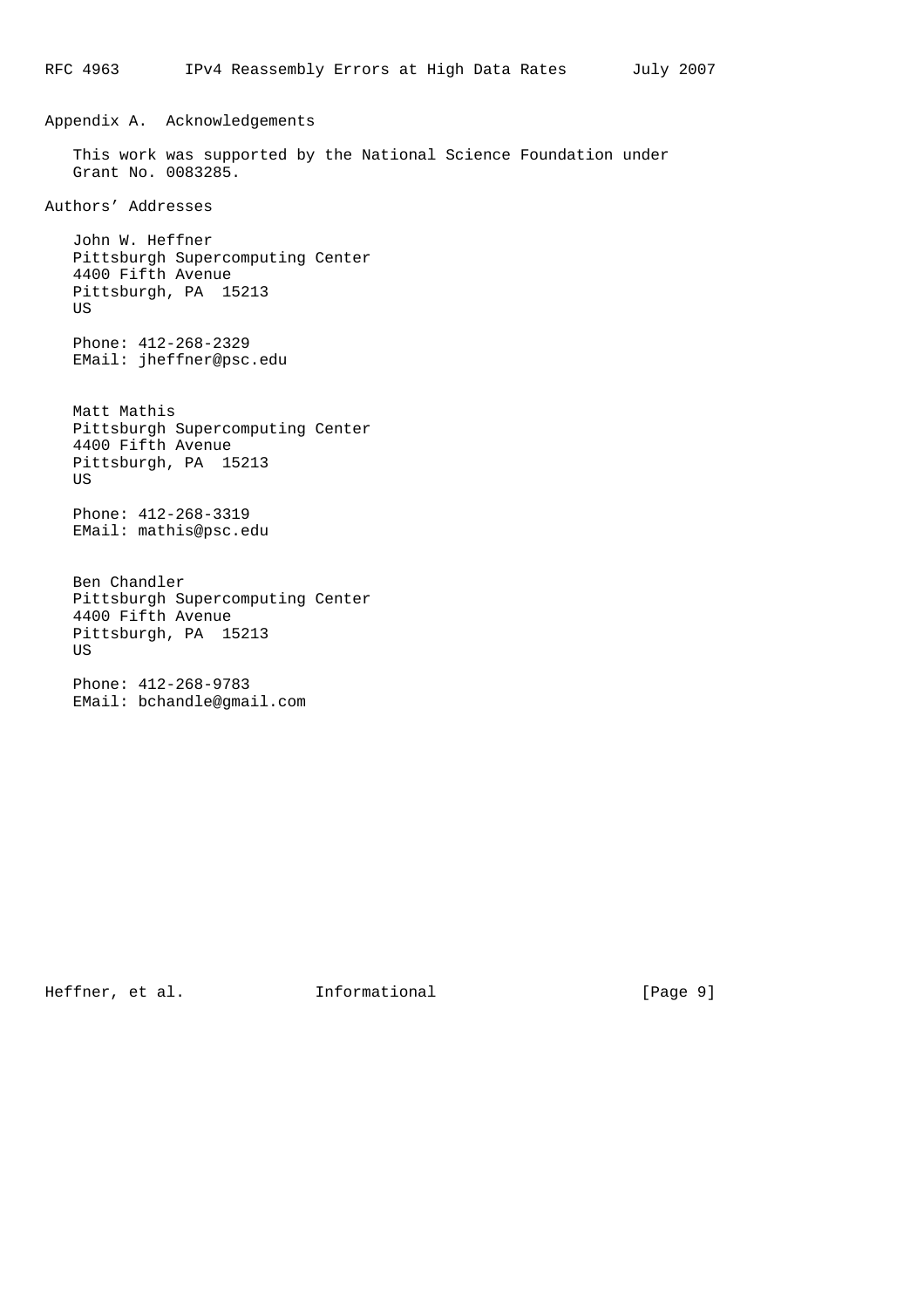## Appendix A. Acknowledgements

This work was supported by the National Science Foundation under Grant No. 0083285.

## Authors' Addresses

John W. Heffner
Pittsburgh Supercomputing Center
4400 Fifth Avenue
Pittsburgh, PA 15213
US

Phone: 412-268-2329
EMail: jheffner@psc.edu

Matt Mathis
Pittsburgh Supercomputing Center
4400 Fifth Avenue
Pittsburgh, PA 15213
US

Phone: 412-268-3319
EMail: mathis@psc.edu

Ben Chandler
Pittsburgh Supercomputing Center
4400 Fifth Avenue
Pittsburgh, PA 15213
US

Phone: 412-268-9783
EMail: bchandle@gmail.com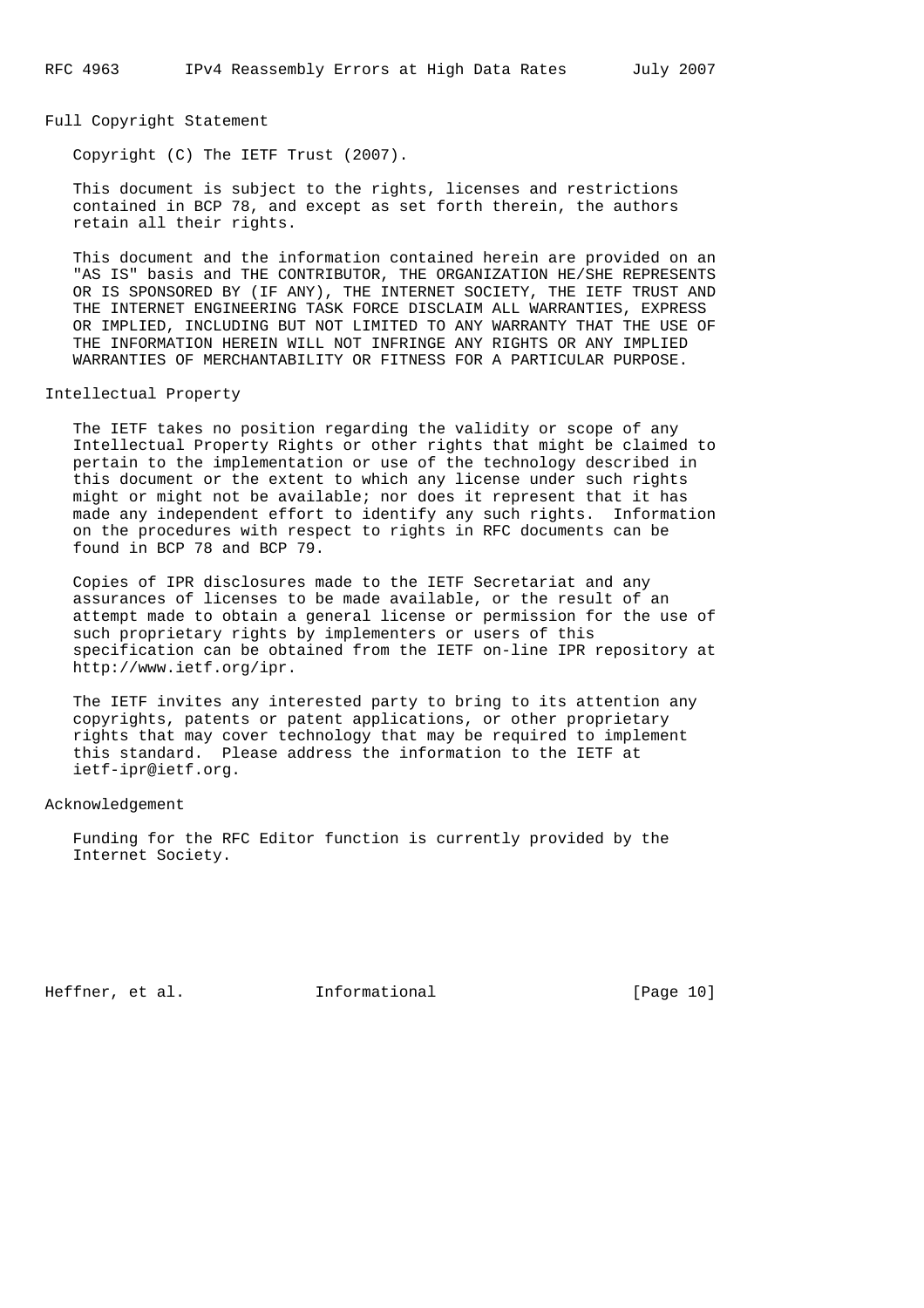## Full Copyright Statement

Copyright (C) The IETF Trust (2007).

This document is subject to the rights, licenses and restrictions contained in BCP 78, and except as set forth therein, the authors retain all their rights.

This document and the information contained herein are provided on an "AS IS" basis and THE CONTRIBUTOR, THE ORGANIZATION HE/SHE REPRESENTS OR IS SPONSORED BY (IF ANY), THE INTERNET SOCIETY, THE IETF TRUST AND THE INTERNET ENGINEERING TASK FORCE DISCLAIM ALL WARRANTIES, EXPRESS OR IMPLIED, INCLUDING BUT NOT LIMITED TO ANY WARRANTY THAT THE USE OF THE INFORMATION HEREIN WILL NOT INFRINGE ANY RIGHTS OR ANY IMPLIED WARRANTIES OF MERCHANTABILITY OR FITNESS FOR A PARTICULAR PURPOSE.

## Intellectual Property

The IETF takes no position regarding the validity or scope of any Intellectual Property Rights or other rights that might be claimed to pertain to the implementation or use of the technology described in this document or the extent to which any license under such rights might or might not be available; nor does it represent that it has made any independent effort to identify any such rights. Information on the procedures with respect to rights in RFC documents can be found in BCP 78 and BCP 79.

Copies of IPR disclosures made to the IETF Secretariat and any assurances of licenses to be made available, or the result of an attempt made to obtain a general license or permission for the use of such proprietary rights by implementers or users of this specification can be obtained from the IETF on-line IPR repository at http://www.ietf.org/ipr.

The IETF invites any interested party to bring to its attention any copyrights, patents or patent applications, or other proprietary rights that may cover technology that may be required to implement this standard. Please address the information to the IETF at ietf-ipr@ietf.org.

## Acknowledgement

Funding for the RFC Editor function is currently provided by the Internet Society.